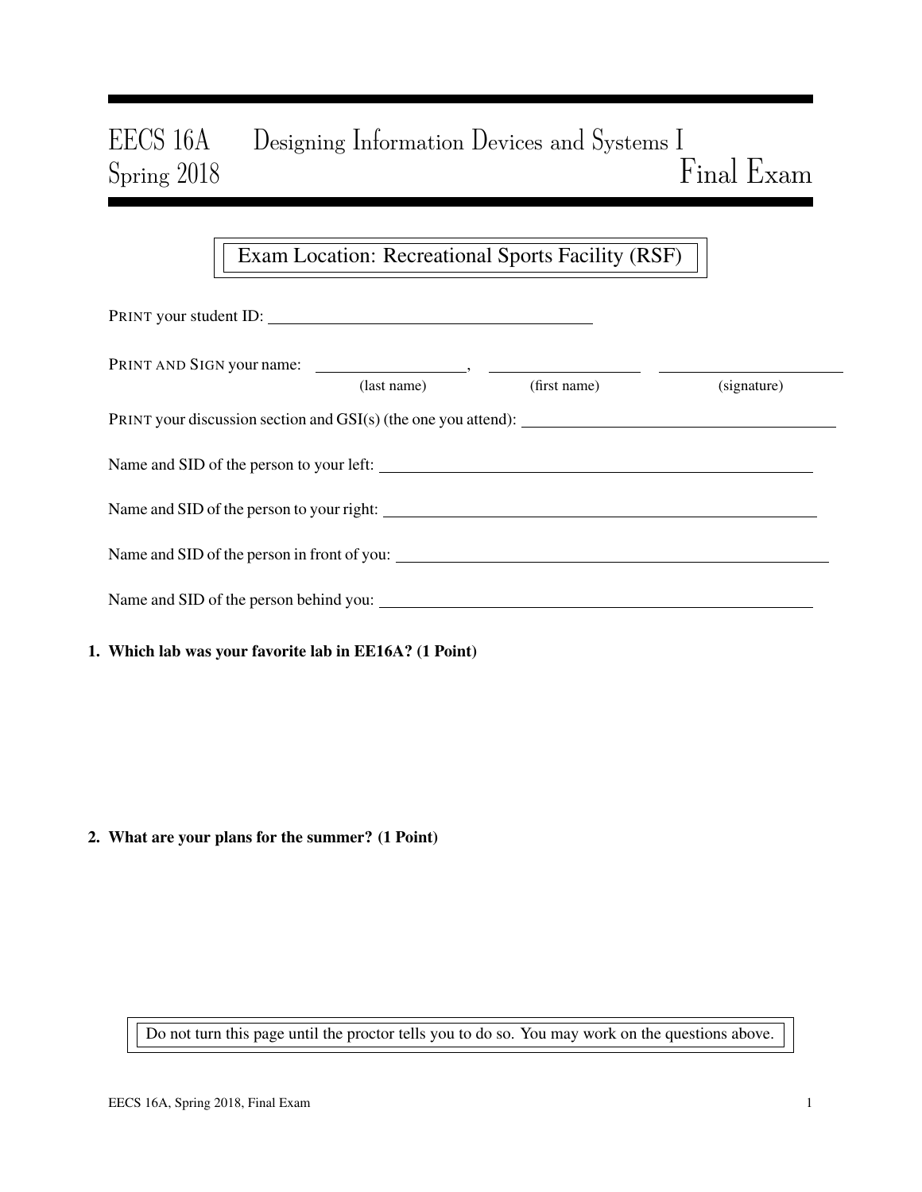# EECS 16A Designing Information Devices and Systems I
## Spring 2018 Final Exam

**Exam Location: Recreational Sports Facility (RSF)**

PRINT your student ID: ________________________________

PRINT AND SIGN your name: ________________, ________________ ________________
(last name) (first name) (signature)

PRINT your discussion section and GSI(s) (the one you attend): ________________________________

Name and SID of the person to your left: ________________________________

Name and SID of the person to your right: ________________________________

Name and SID of the person in front of you: ________________________________

Name and SID of the person behind you: ________________________________

**1. Which lab was your favorite lab in EE16A? (1 Point)**

**2. What are your plans for the summer? (1 Point)**

Do not turn this page until the proctor tells you to do so. You may work on the questions above.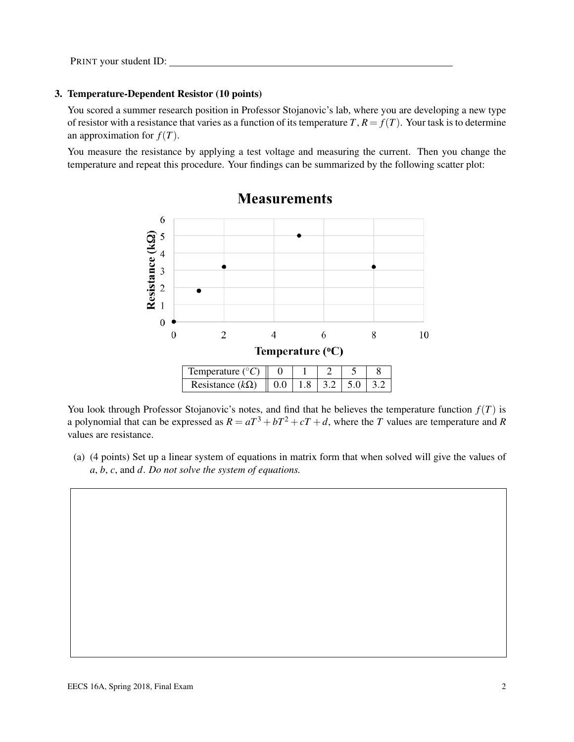PRINT your student ID: ______________________________

### 3. Temperature-Dependent Resistor (10 points)

You scored a summer research position in Professor Stojanovic's lab, where you are developing a new type of resistor with a resistance that varies as a function of its temperature $T$, $R = f(T)$. Your task is to determine an approximation for $f(T)$.

You measure the resistance by applying a test voltage and measuring the current. Then you change the temperature and repeat this procedure. Your findings can be summarized by the following scatter plot:

**Measurements**

| Temperature ($^\circ C$) | 0 | 1 | 2 | 5 | 8 |
|---|---|---|---|---|---|
| Resistance ($k\Omega$) | 0.0 | 1.8 | 3.2 | 5.0 | 3.2 |

You look through Professor Stojanovic's notes, and find that he believes the temperature function $f(T)$ is a polynomial that can be expressed as $R = aT^3 + bT^2 + cT + d$, where the $T$ values are temperature and $R$ values are resistance.

(a) (4 points) Set up a linear system of equations in matrix form that when solved will give the values of $a$, $b$, $c$, and $d$. *Do not solve the system of equations.*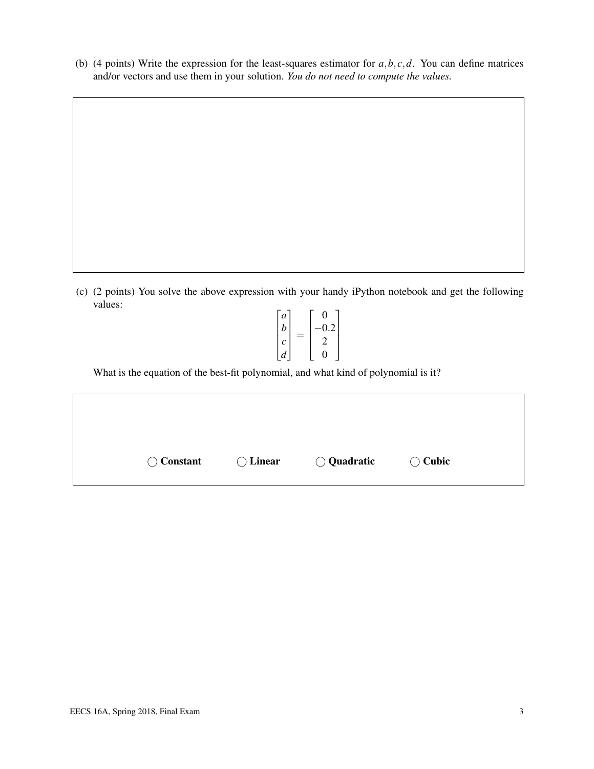(b) (4 points) Write the expression for the least-squares estimator for $a, b, c, d$. You can define matrices and/or vectors and use them in your solution. *You do not need to compute the values.*

(c) (2 points) You solve the above expression with your handy iPython notebook and get the following values:

$$\begin{bmatrix} a \\ b \\ c \\ d \end{bmatrix} = \begin{bmatrix} 0 \\ -0.2 \\ 2 \\ 0 \end{bmatrix}$$

What is the equation of the best-fit polynomial, and what kind of polynomial is it?

◯ **Constant** ◯ **Linear** ◯ **Quadratic** ◯ **Cubic**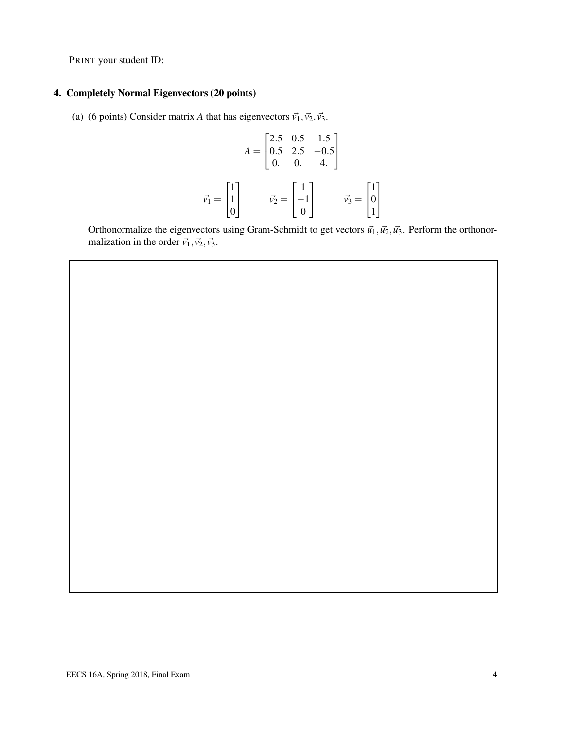PRINT your student ID: \_\_\_\_\_\_\_\_\_\_\_\_\_\_\_\_\_\_\_\_\_\_\_\_\_\_\_\_\_\_\_\_\_\_\_\_\_\_\_\_\_\_\_\_\_\_\_\_

## 4. Completely Normal Eigenvectors (20 points)

(a) (6 points) Consider matrix $A$ that has eigenvectors $\vec{v}_1, \vec{v}_2, \vec{v}_3$.

$$A = \begin{bmatrix} 2.5 & 0.5 & 1.5 \\ 0.5 & 2.5 & -0.5 \\ 0. & 0. & 4. \end{bmatrix}$$

$$\vec{v}_1 = \begin{bmatrix} 1 \\ 1 \\ 0 \end{bmatrix} \qquad \vec{v}_2 = \begin{bmatrix} 1 \\ -1 \\ 0 \end{bmatrix} \qquad \vec{v}_3 = \begin{bmatrix} 1 \\ 0 \\ 1 \end{bmatrix}$$

Orthonormalize the eigenvectors using Gram-Schmidt to get vectors $\vec{u}_1, \vec{u}_2, \vec{u}_3$. Perform the orthonormalization in the order $\vec{v}_1, \vec{v}_2, \vec{v}_3$.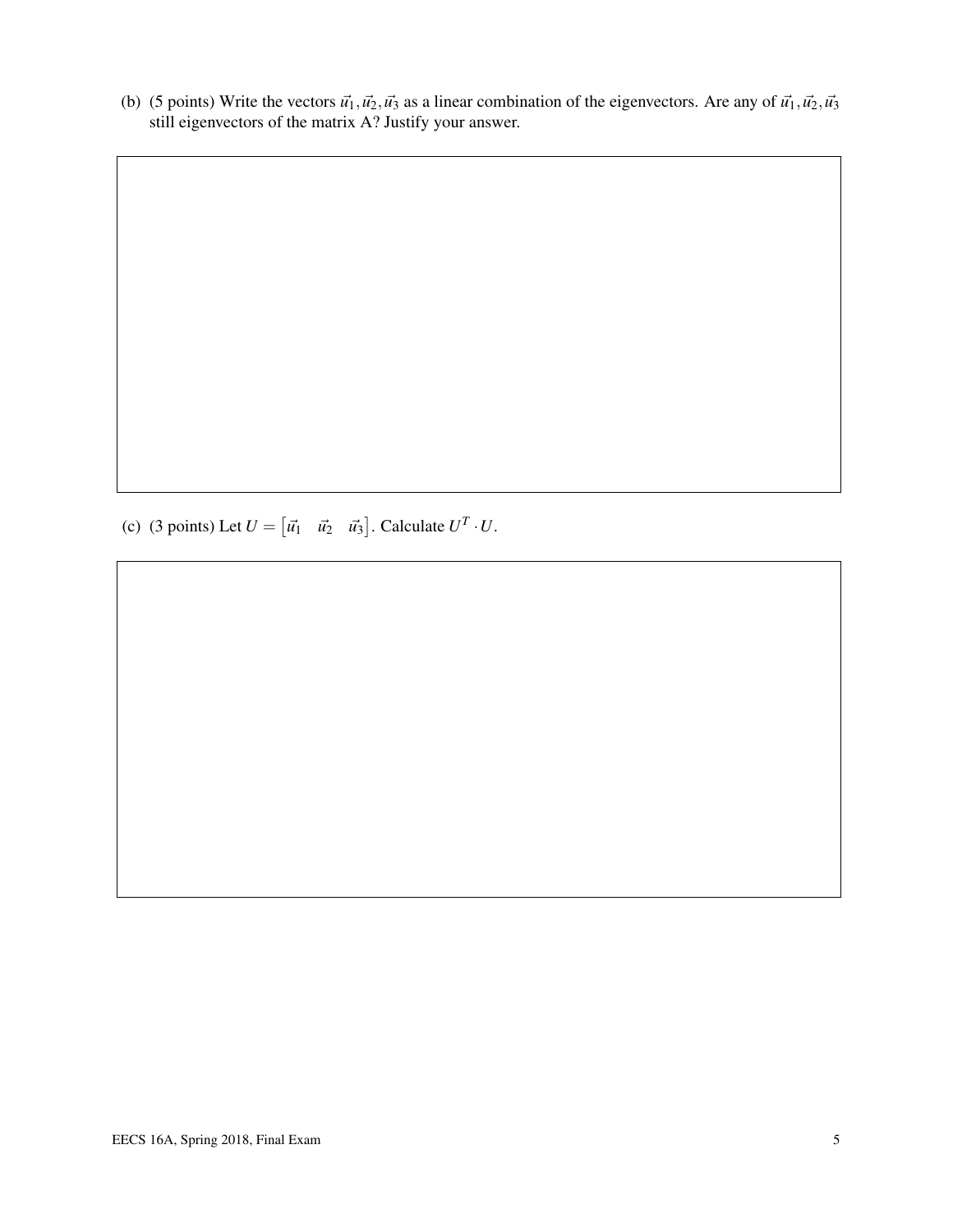(b) (5 points) Write the vectors $\vec{u}_1, \vec{u}_2, \vec{u}_3$ as a linear combination of the eigenvectors. Are any of $\vec{u}_1, \vec{u}_2, \vec{u}_3$ still eigenvectors of the matrix A? Justify your answer.

(c) (3 points) Let $U = \begin{bmatrix} \vec{u}_1 & \vec{u}_2 & \vec{u}_3 \end{bmatrix}$. Calculate $U^T \cdot U$.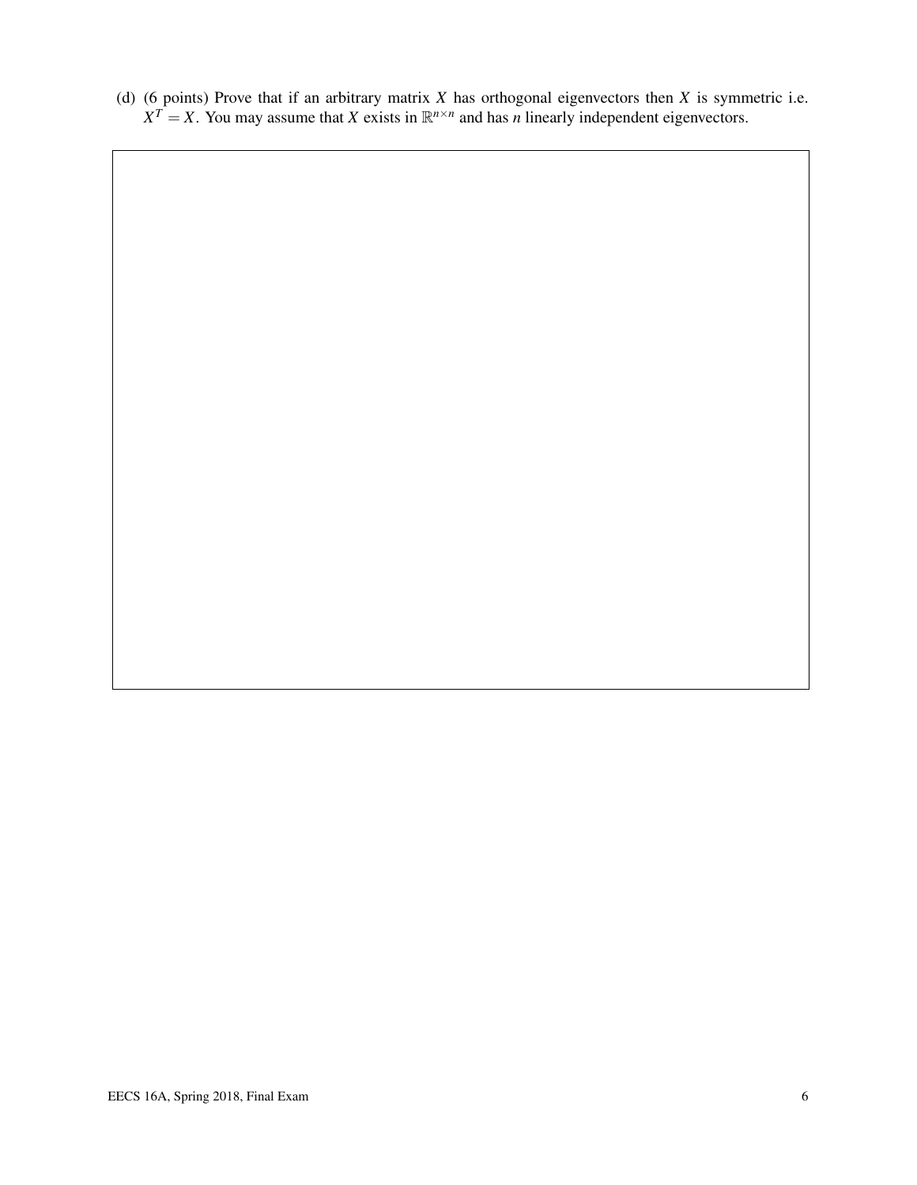(d) (6 points) Prove that if an arbitrary matrix $X$ has orthogonal eigenvectors then $X$ is symmetric i.e. $X^T = X$. You may assume that $X$ exists in $\mathbb{R}^{n \times n}$ and has $n$ linearly independent eigenvectors.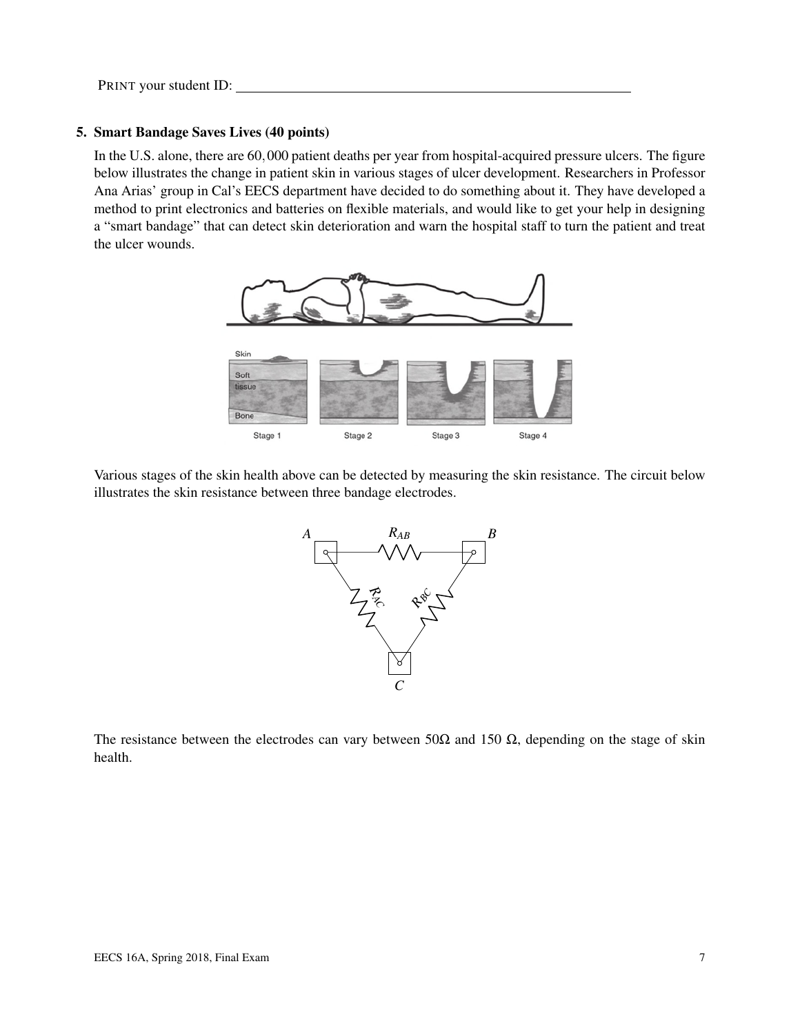PRINT your student ID: ______________________________

**5. Smart Bandage Saves Lives (40 points)**

In the U.S. alone, there are 60,000 patient deaths per year from hospital-acquired pressure ulcers. The figure below illustrates the change in patient skin in various stages of ulcer development. Researchers in Professor Ana Arias' group in Cal's EECS department have decided to do something about it. They have developed a method to print electronics and batteries on flexible materials, and would like to get your help in designing a "smart bandage" that can detect skin deterioration and warn the hospital staff to turn the patient and treat the ulcer wounds.

Various stages of the skin health above can be detected by measuring the skin resistance. The circuit below illustrates the skin resistance between three bandage electrodes.

The resistance between the electrodes can vary between 50Ω and 150 Ω, depending on the stage of skin health.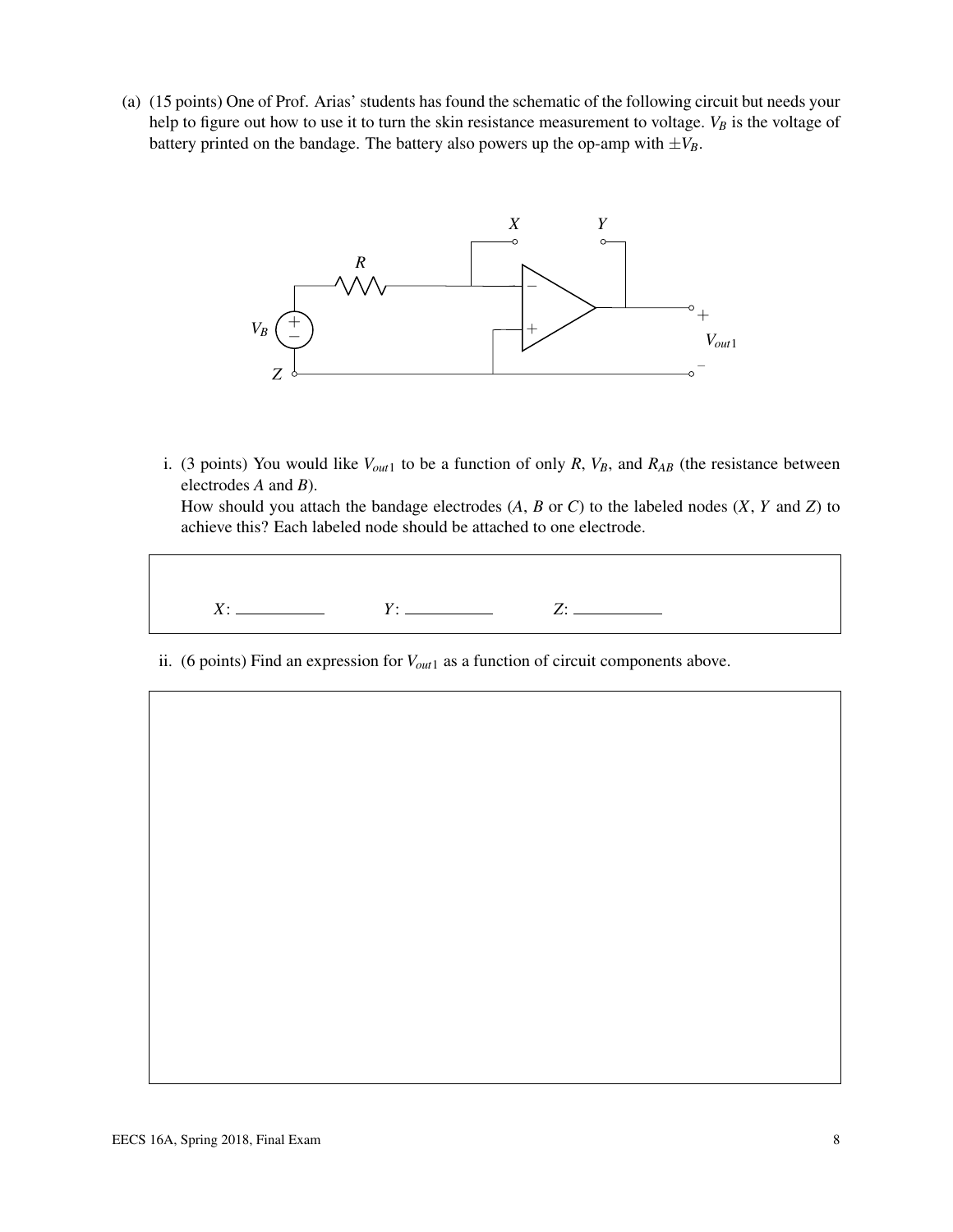(a) (15 points) One of Prof. Arias' students has found the schematic of the following circuit but needs your help to figure out how to use it to turn the skin resistance measurement to voltage. $V_B$ is the voltage of battery printed on the bandage. The battery also powers up the op-amp with $\pm V_B$.

i. (3 points) You would like $V_{out1}$ to be a function of only $R$, $V_B$, and $R_{AB}$ (the resistance between electrodes $A$ and $B$).
How should you attach the bandage electrodes ($A$, $B$ or $C$) to the labeled nodes ($X$, $Y$ and $Z$) to achieve this? Each labeled node should be attached to one electrode.

$X$: __________ $Y$: __________ $Z$: __________

ii. (6 points) Find an expression for $V_{out1}$ as a function of circuit components above.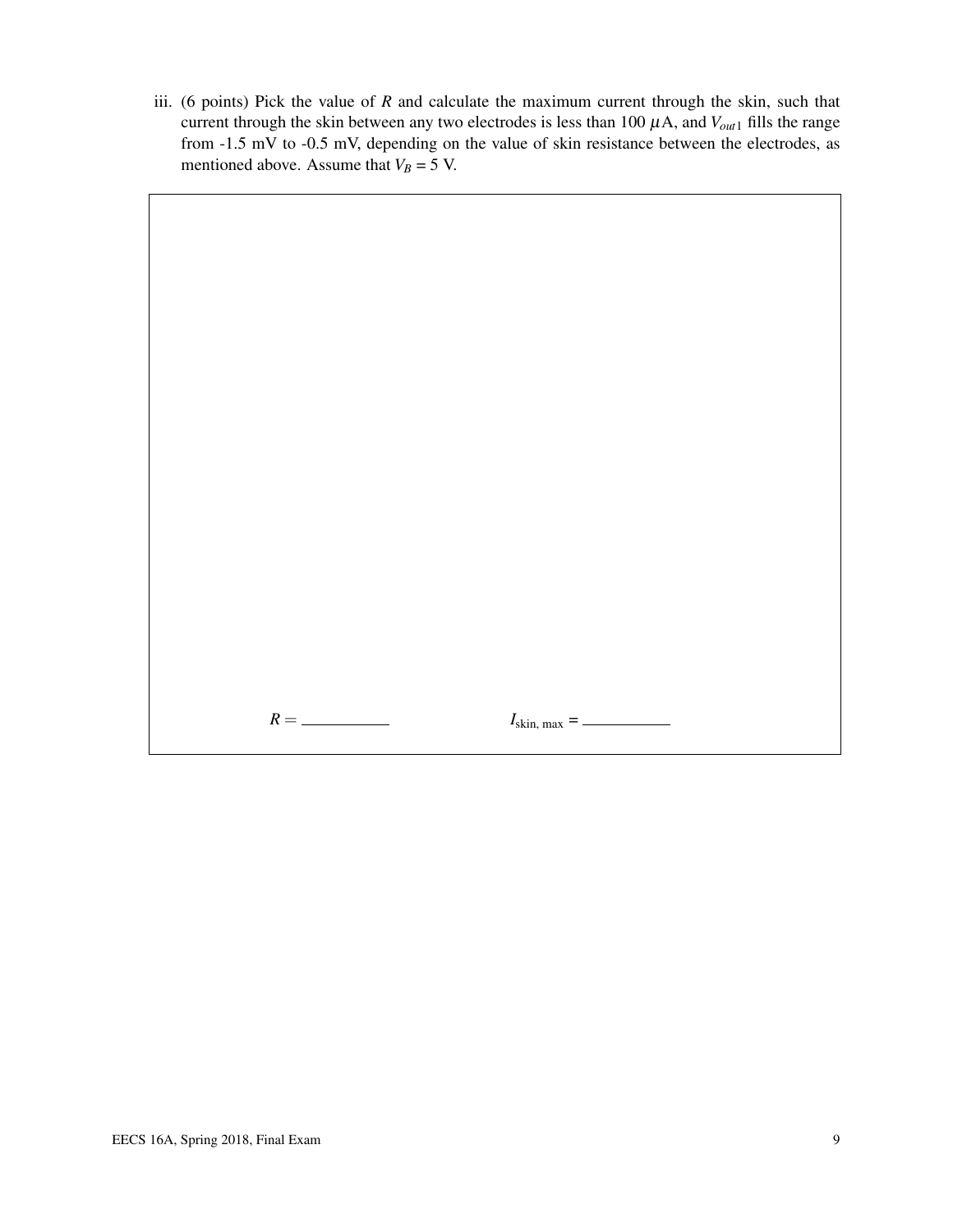iii. (6 points) Pick the value of $R$ and calculate the maximum current through the skin, such that current through the skin between any two electrodes is less than 100 $\mu$A, and $V_{out1}$ fills the range from -1.5 mV to -0.5 mV, depending on the value of skin resistance between the electrodes, as mentioned above. Assume that $V_B$ = 5 V.

$R =$ \_\_\_\_\_\_\_\_\_\_ $I_{\text{skin, max}}$ = \_\_\_\_\_\_\_\_\_\_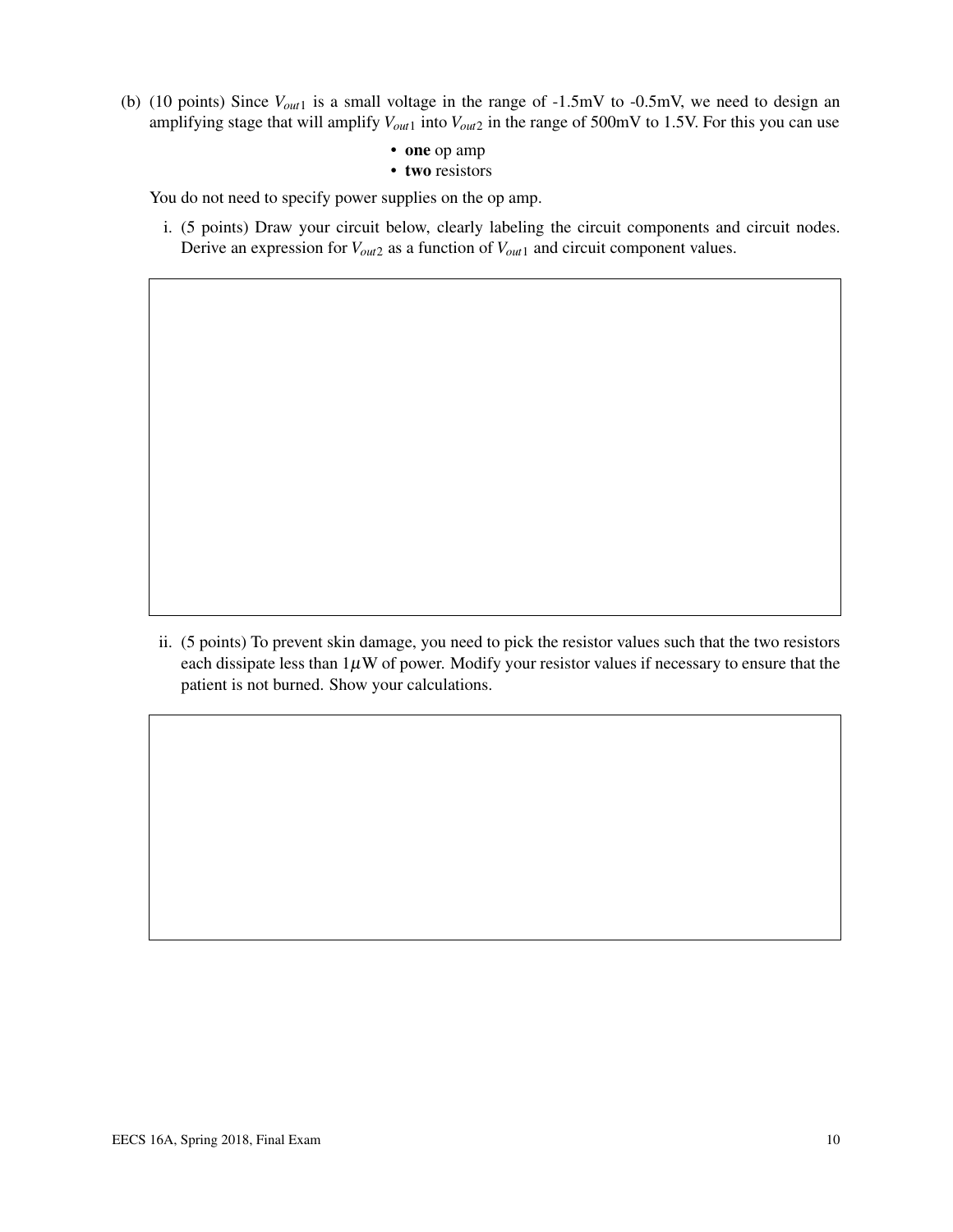(b) (10 points) Since $V_{out1}$ is a small voltage in the range of -1.5mV to -0.5mV, we need to design an amplifying stage that will amplify $V_{out1}$ into $V_{out2}$ in the range of 500mV to 1.5V. For this you can use

- **one** op amp
- **two** resistors

You do not need to specify power supplies on the op amp.

i. (5 points) Draw your circuit below, clearly labeling the circuit components and circuit nodes. Derive an expression for $V_{out2}$ as a function of $V_{out1}$ and circuit component values.

ii. (5 points) To prevent skin damage, you need to pick the resistor values such that the two resistors each dissipate less than $1\mu$W of power. Modify your resistor values if necessary to ensure that the patient is not burned. Show your calculations.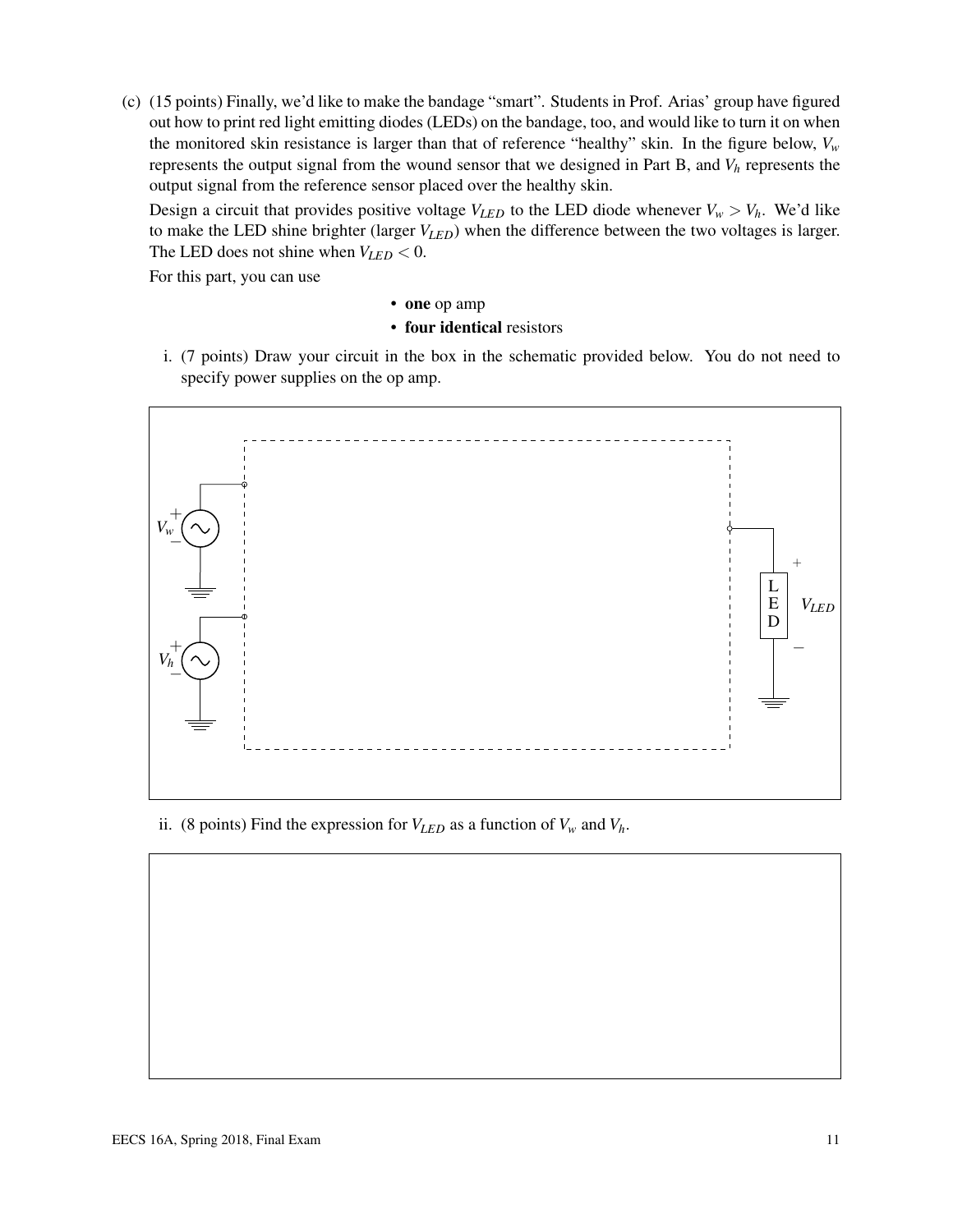(c) (15 points) Finally, we'd like to make the bandage "smart". Students in Prof. Arias' group have figured out how to print red light emitting diodes (LEDs) on the bandage, too, and would like to turn it on when the monitored skin resistance is larger than that of reference "healthy" skin. In the figure below, $V_w$ represents the output signal from the wound sensor that we designed in Part B, and $V_h$ represents the output signal from the reference sensor placed over the healthy skin.

Design a circuit that provides positive voltage $V_{LED}$ to the LED diode whenever $V_w > V_h$. We'd like to make the LED shine brighter (larger $V_{LED}$) when the difference between the two voltages is larger. The LED does not shine when $V_{LED} < 0$.

For this part, you can use

- **one** op amp
- **four identical** resistors

i. (7 points) Draw your circuit in the box in the schematic provided below. You do not need to specify power supplies on the op amp.

$V_w$ + −

$V_h$ + −

+ L E D $V_{LED}$ −

ii. (8 points) Find the expression for $V_{LED}$ as a function of $V_w$ and $V_h$.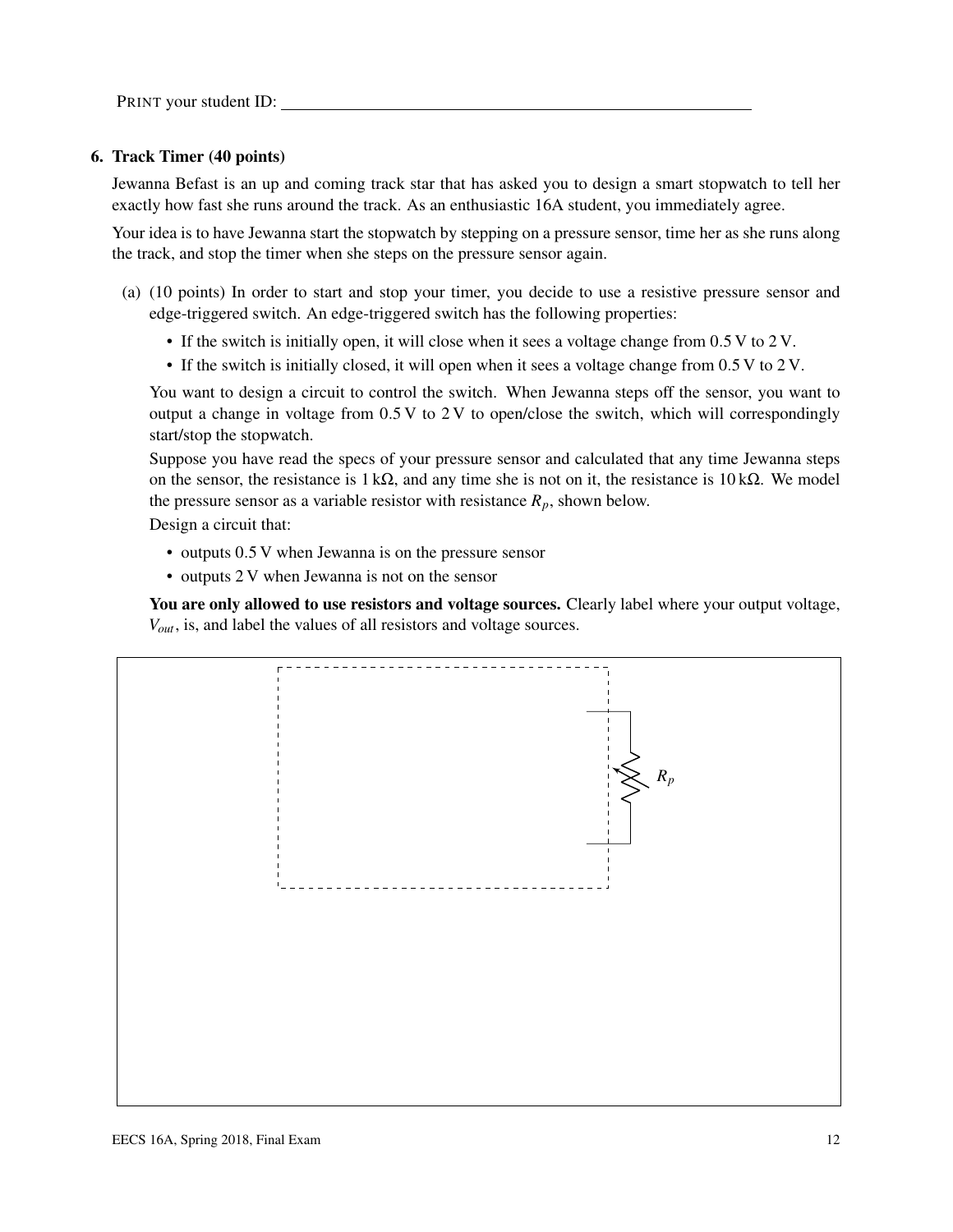PRINT your student ID: ______________________________

### 6. Track Timer (40 points)

Jewanna Befast is an up and coming track star that has asked you to design a smart stopwatch to tell her exactly how fast she runs around the track. As an enthusiastic 16A student, you immediately agree.

Your idea is to have Jewanna start the stopwatch by stepping on a pressure sensor, time her as she runs along the track, and stop the timer when she steps on the pressure sensor again.

(a) (10 points) In order to start and stop your timer, you decide to use a resistive pressure sensor and edge-triggered switch. An edge-triggered switch has the following properties:

- If the switch is initially open, it will close when it sees a voltage change from 0.5 V to 2 V.
- If the switch is initially closed, it will open when it sees a voltage change from 0.5 V to 2 V.

You want to design a circuit to control the switch. When Jewanna steps off the sensor, you want to output a change in voltage from 0.5 V to 2 V to open/close the switch, which will correspondingly start/stop the stopwatch.

Suppose you have read the specs of your pressure sensor and calculated that any time Jewanna steps on the sensor, the resistance is 1 kΩ, and any time she is not on it, the resistance is 10 kΩ. We model the pressure sensor as a variable resistor with resistance $R_p$, shown below.

Design a circuit that:

- outputs 0.5 V when Jewanna is on the pressure sensor
- outputs 2 V when Jewanna is not on the sensor

**You are only allowed to use resistors and voltage sources.** Clearly label where your output voltage, $V_{out}$, is, and label the values of all resistors and voltage sources.

$R_p$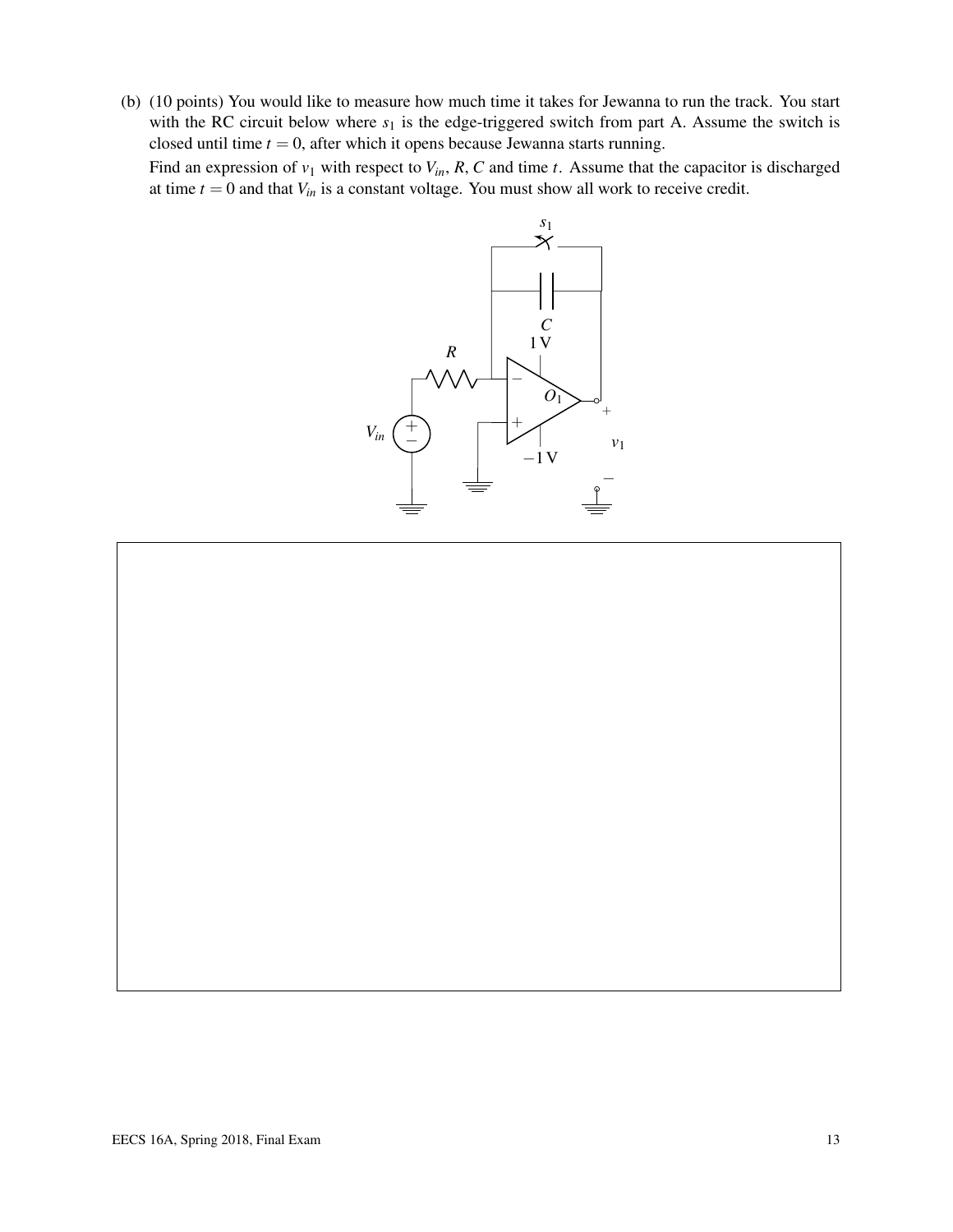(b) (10 points) You would like to measure how much time it takes for Jewanna to run the track. You start with the RC circuit below where $s_1$ is the edge-triggered switch from part A. Assume the switch is closed until time $t = 0$, after which it opens because Jewanna starts running.

Find an expression of $v_1$ with respect to $V_{in}$, $R$, $C$ and time $t$. Assume that the capacitor is discharged at time $t = 0$ and that $V_{in}$ is a constant voltage. You must show all work to receive credit.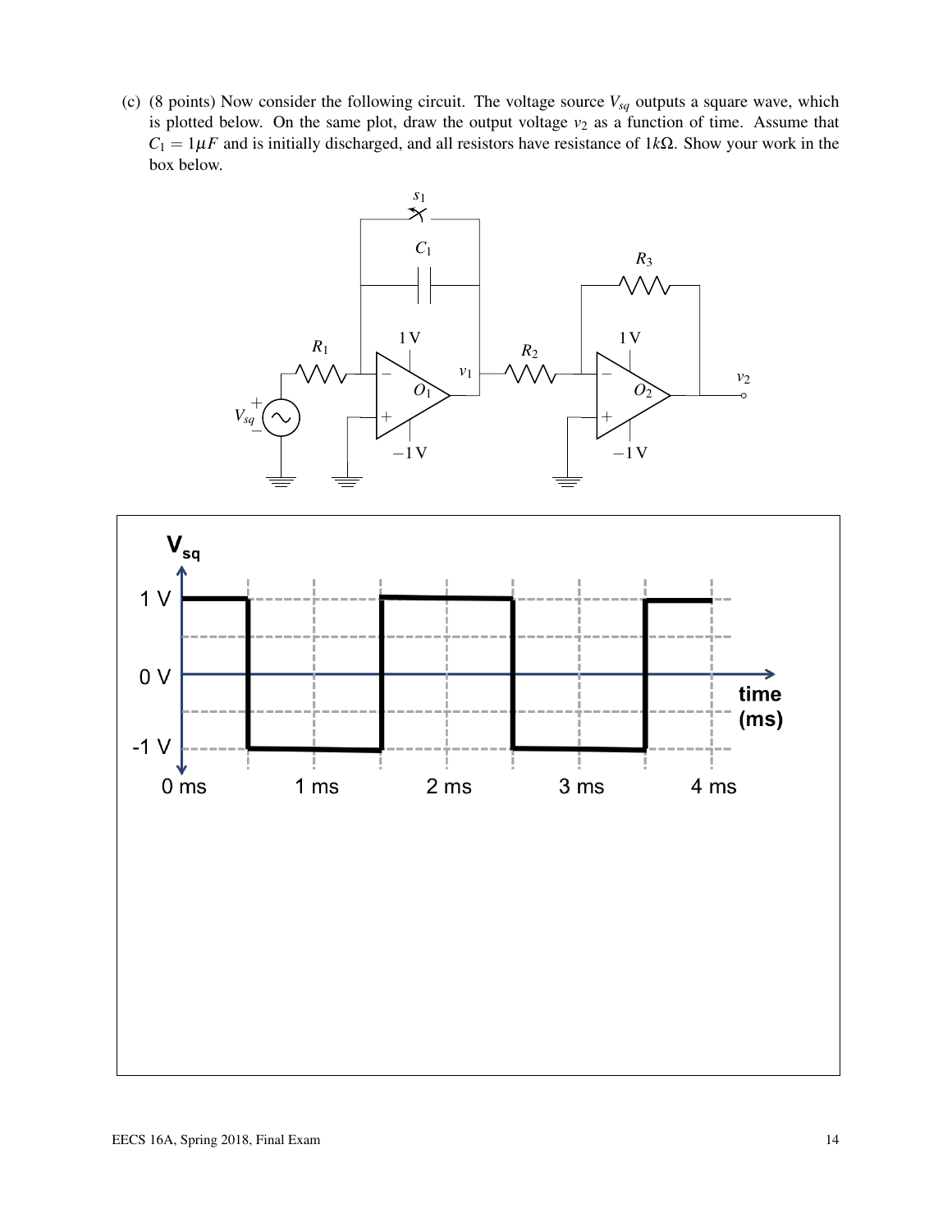(c) (8 points) Now consider the following circuit. The voltage source $V_{sq}$ outputs a square wave, which is plotted below. On the same plot, draw the output voltage $v_2$ as a function of time. Assume that $C_1 = 1\mu F$ and is initially discharged, and all resistors have resistance of $1k\Omega$. Show your work in the box below.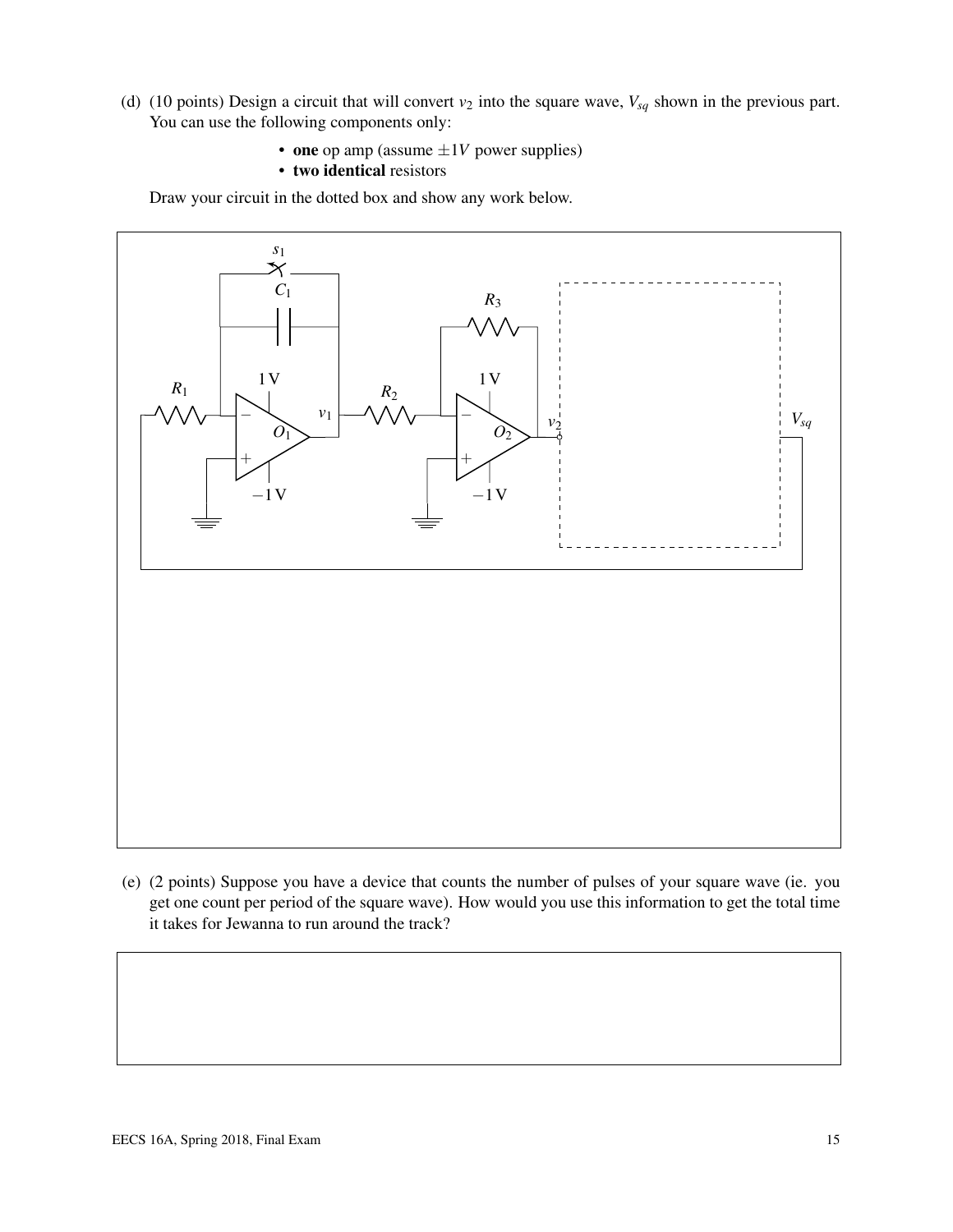(d) (10 points) Design a circuit that will convert $v_2$ into the square wave, $V_{sq}$ shown in the previous part. You can use the following components only:

- **one** op amp (assume $\pm 1V$ power supplies)
- **two identical** resistors

Draw your circuit in the dotted box and show any work below.

(e) (2 points) Suppose you have a device that counts the number of pulses of your square wave (ie. you get one count per period of the square wave). How would you use this information to get the total time it takes for Jewanna to run around the track?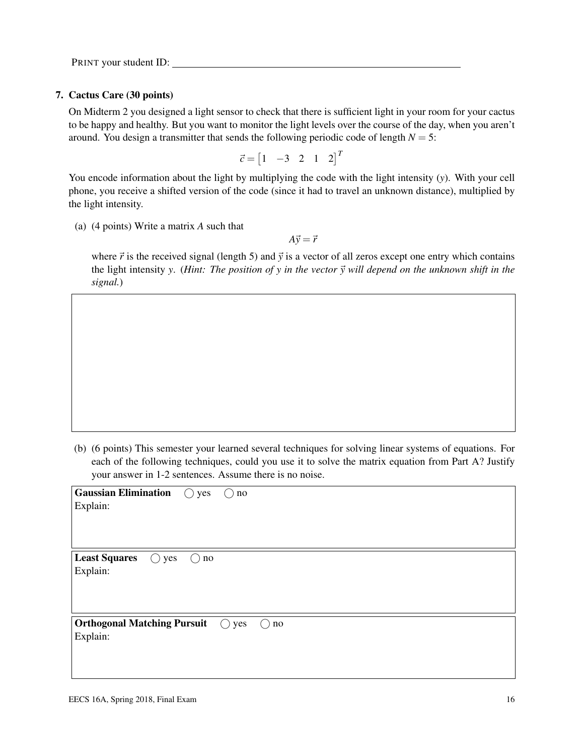PRINT your student ID: \_\_\_\_\_\_\_\_\_\_\_\_\_\_\_\_\_\_\_\_\_\_\_\_\_\_\_\_\_\_\_\_\_\_\_\_\_\_\_\_

## 7. Cactus Care (30 points)

On Midterm 2 you designed a light sensor to check that there is sufficient light in your room for your cactus to be happy and healthy. But you want to monitor the light levels over the course of the day, when you aren't around. You design a transmitter that sends the following periodic code of length $N = 5$:

$$\vec{c} = \begin{bmatrix} 1 & -3 & 2 & 1 & 2 \end{bmatrix}^T$$

You encode information about the light by multiplying the code with the light intensity ($y$). With your cell phone, you receive a shifted version of the code (since it had to travel an unknown distance), multiplied by the light intensity.

(a) (4 points) Write a matrix $A$ such that

$$A\vec{y} = \vec{r}$$

where $\vec{r}$ is the received signal (length 5) and $\vec{y}$ is a vector of all zeros except one entry which contains the light intensity $y$. (*Hint: The position of y in the vector $\vec{y}$ will depend on the unknown shift in the signal.*)

(b) (6 points) This semester your learned several techniques for solving linear systems of equations. For each of the following techniques, could you use it to solve the matrix equation from Part A? Justify your answer in 1-2 sentences. Assume there is no noise.

**Gaussian Elimination** ◯ yes ◯ no
Explain:

**Least Squares** ◯ yes ◯ no
Explain:

**Orthogonal Matching Pursuit** ◯ yes ◯ no
Explain: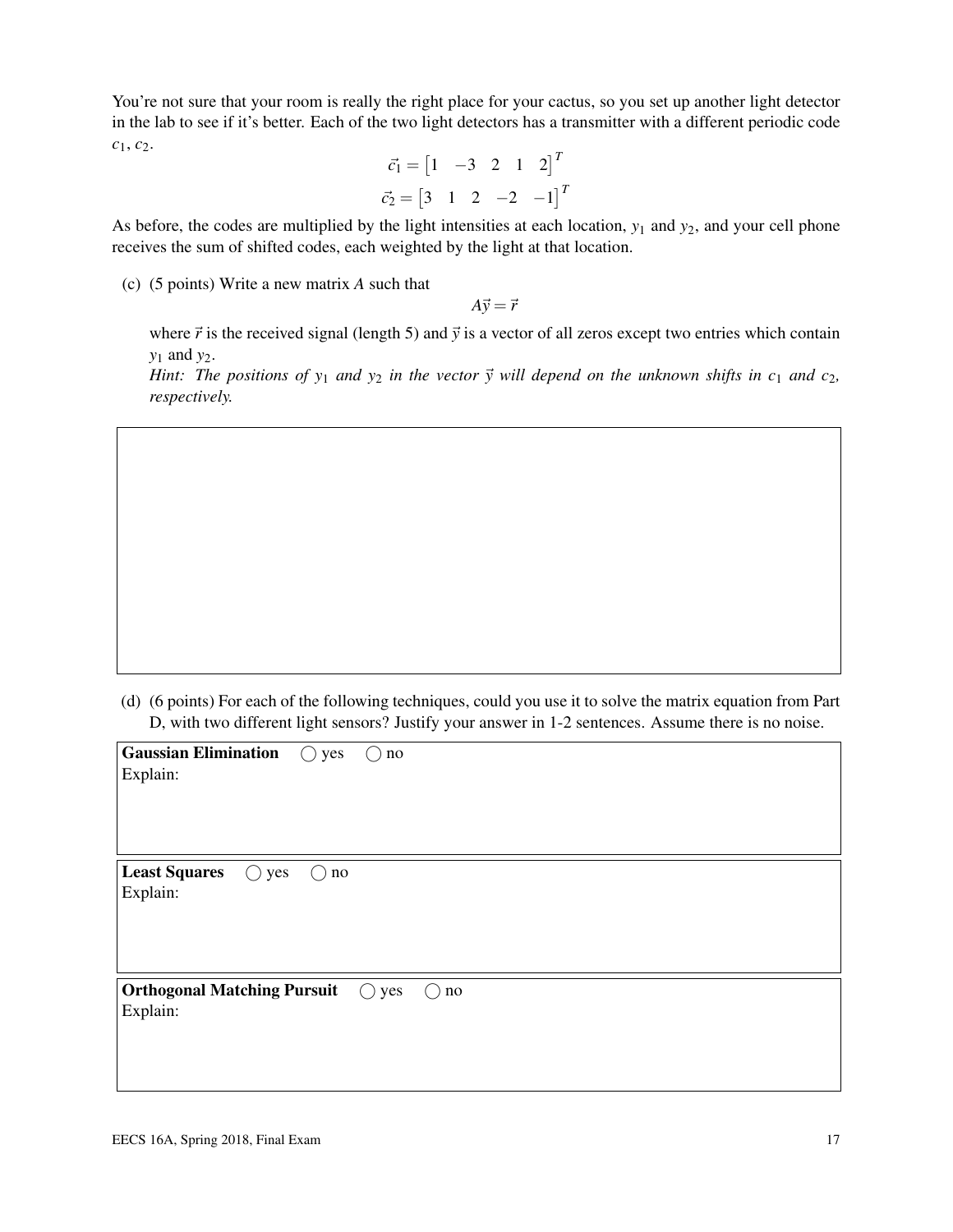You're not sure that your room is really the right place for your cactus, so you set up another light detector in the lab to see if it's better. Each of the two light detectors has a transmitter with a different periodic code $c_1$, $c_2$.

$$\vec{c_1} = \begin{bmatrix} 1 & -3 & 2 & 1 & 2 \end{bmatrix}^T$$

$$\vec{c_2} = \begin{bmatrix} 3 & 1 & 2 & -2 & -1 \end{bmatrix}^T$$

As before, the codes are multiplied by the light intensities at each location, $y_1$ and $y_2$, and your cell phone receives the sum of shifted codes, each weighted by the light at that location.

(c) (5 points) Write a new matrix $A$ such that

$$A\vec{y} = \vec{r}$$

where $\vec{r}$ is the received signal (length 5) and $\vec{y}$ is a vector of all zeros except two entries which contain $y_1$ and $y_2$.

*Hint: The positions of $y_1$ and $y_2$ in the vector $\vec{y}$ will depend on the unknown shifts in $c_1$ and $c_2$, respectively.*

(d) (6 points) For each of the following techniques, could you use it to solve the matrix equation from Part D, with two different light sensors? Justify your answer in 1-2 sentences. Assume there is no noise.

**Gaussian Elimination** ◯ yes ◯ no

Explain:

**Least Squares** ◯ yes ◯ no

Explain:

**Orthogonal Matching Pursuit** ◯ yes ◯ no

Explain: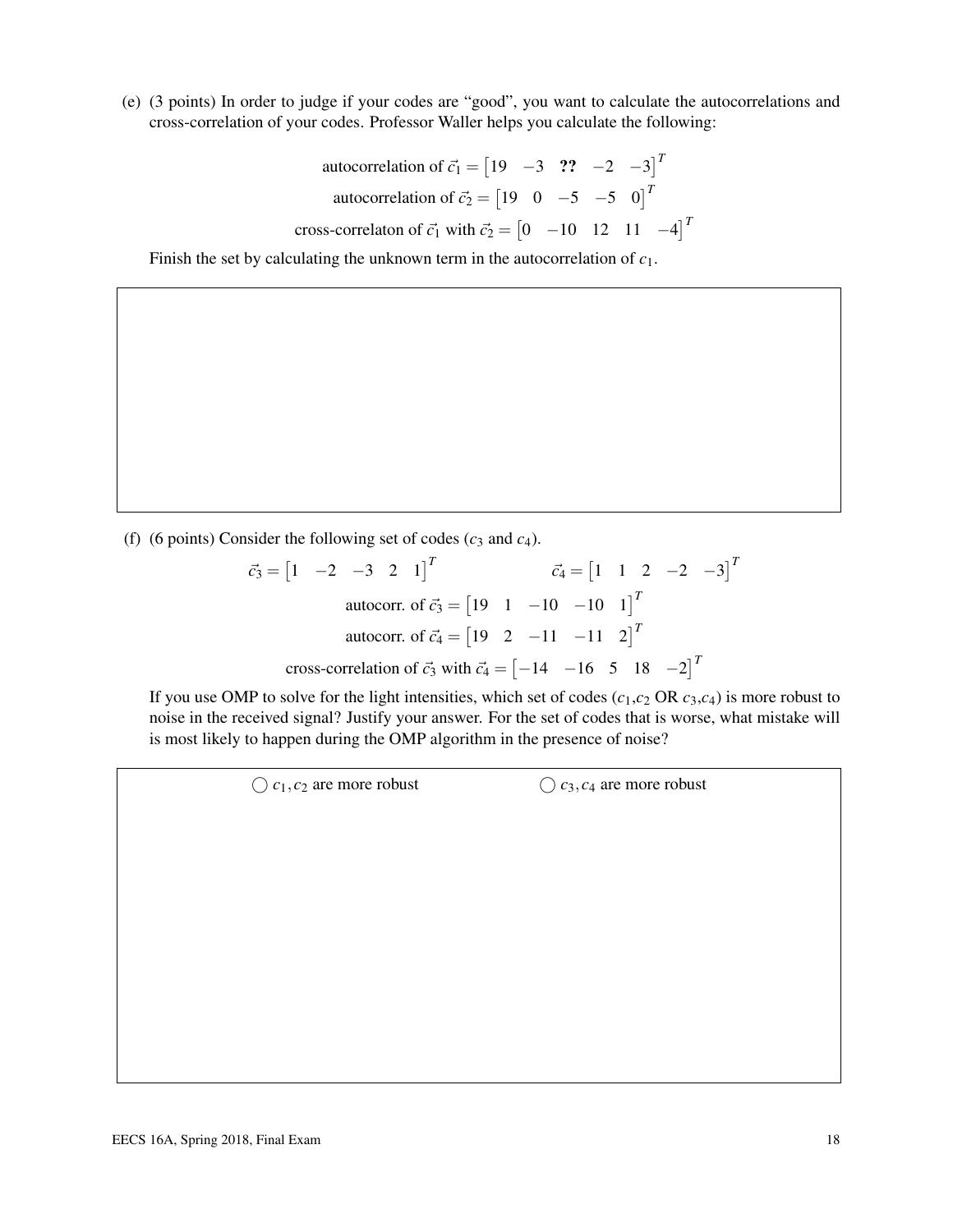(e) (3 points) In order to judge if your codes are "good", you want to calculate the autocorrelations and cross-correlation of your codes. Professor Waller helps you calculate the following:

$$\text{autocorrelation of } \vec{c}_1 = \begin{bmatrix} 19 & -3 & \textbf{??} & -2 & -3 \end{bmatrix}^T$$

$$\text{autocorrelation of } \vec{c}_2 = \begin{bmatrix} 19 & 0 & -5 & -5 & 0 \end{bmatrix}^T$$

$$\text{cross-correlaton of } \vec{c}_1 \text{ with } \vec{c}_2 = \begin{bmatrix} 0 & -10 & 12 & 11 & -4 \end{bmatrix}^T$$

Finish the set by calculating the unknown term in the autocorrelation of $c_1$.

(f) (6 points) Consider the following set of codes ($c_3$ and $c_4$).

$$\vec{c}_3 = \begin{bmatrix} 1 & -2 & -3 & 2 & 1 \end{bmatrix}^T \qquad \vec{c}_4 = \begin{bmatrix} 1 & 1 & 2 & -2 & -3 \end{bmatrix}^T$$

$$\text{autocorr. of } \vec{c}_3 = \begin{bmatrix} 19 & 1 & -10 & -10 & 1 \end{bmatrix}^T$$

$$\text{autocorr. of } \vec{c}_4 = \begin{bmatrix} 19 & 2 & -11 & -11 & 2 \end{bmatrix}^T$$

$$\text{cross-correlation of } \vec{c}_3 \text{ with } \vec{c}_4 = \begin{bmatrix} -14 & -16 & 5 & 18 & -2 \end{bmatrix}^T$$

If you use OMP to solve for the light intensities, which set of codes ($c_1$,$c_2$ OR $c_3$,$c_4$) is more robust to noise in the received signal? Justify your answer. For the set of codes that is worse, what mistake will is most likely to happen during the OMP algorithm in the presence of noise?

◯ $c_1, c_2$ are more robust ◯ $c_3, c_4$ are more robust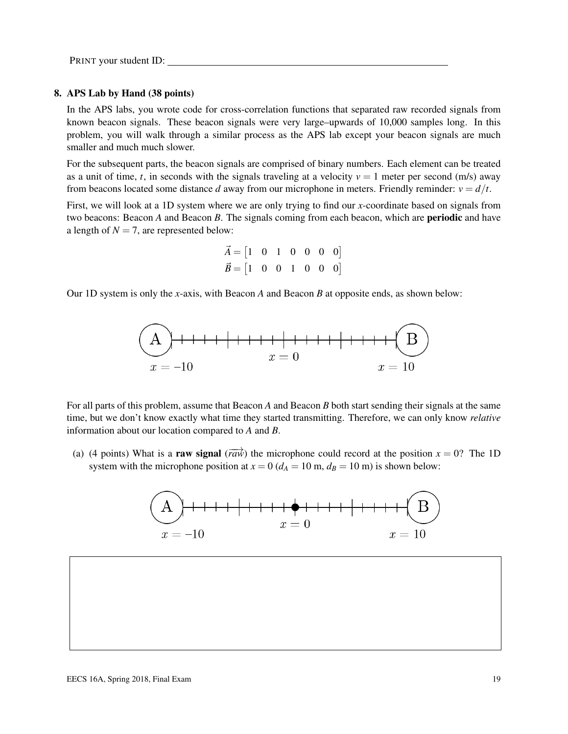PRINT your student ID: ______________________________

### 8. APS Lab by Hand (38 points)

In the APS labs, you wrote code for cross-correlation functions that separated raw recorded signals from known beacon signals. These beacon signals were very large–upwards of 10,000 samples long. In this problem, you will walk through a similar process as the APS lab except your beacon signals are much smaller and much much slower.

For the subsequent parts, the beacon signals are comprised of binary numbers. Each element can be treated as a unit of time, $t$, in seconds with the signals traveling at a velocity $v = 1$ meter per second (m/s) away from beacons located some distance $d$ away from our microphone in meters. Friendly reminder: $v = d/t$.

First, we will look at a 1D system where we are only trying to find our $x$-coordinate based on signals from two beacons: Beacon $A$ and Beacon $B$. The signals coming from each beacon, which are **periodic** and have a length of $N = 7$, are represented below:

$$\vec{A} = \begin{bmatrix} 1 & 0 & 1 & 0 & 0 & 0 & 0 \end{bmatrix}$$
$$\vec{B} = \begin{bmatrix} 1 & 0 & 0 & 1 & 0 & 0 & 0 \end{bmatrix}$$

Our 1D system is only the $x$-axis, with Beacon $A$ and Beacon $B$ at opposite ends, as shown below:

A ├─────────────────────┤ B
$x = -10$ $\qquad\qquad$ $x = 0$ $\qquad\qquad$ $x = 10$

For all parts of this problem, assume that Beacon $A$ and Beacon $B$ both start sending their signals at the same time, but we don't know exactly what time they started transmitting. Therefore, we can only know *relative* information about our location compared to $A$ and $B$.

(a) (4 points) What is a **raw signal** ($\overrightarrow{raw}$) the microphone could record at the position $x = 0$? The 1D system with the microphone position at $x = 0$ ($d_A = 10$ m, $d_B = 10$ m) is shown below:

A ├──────────●──────────┤ B
$x = -10$ $\qquad\qquad$ $x = 0$ $\qquad\qquad$ $x = 10$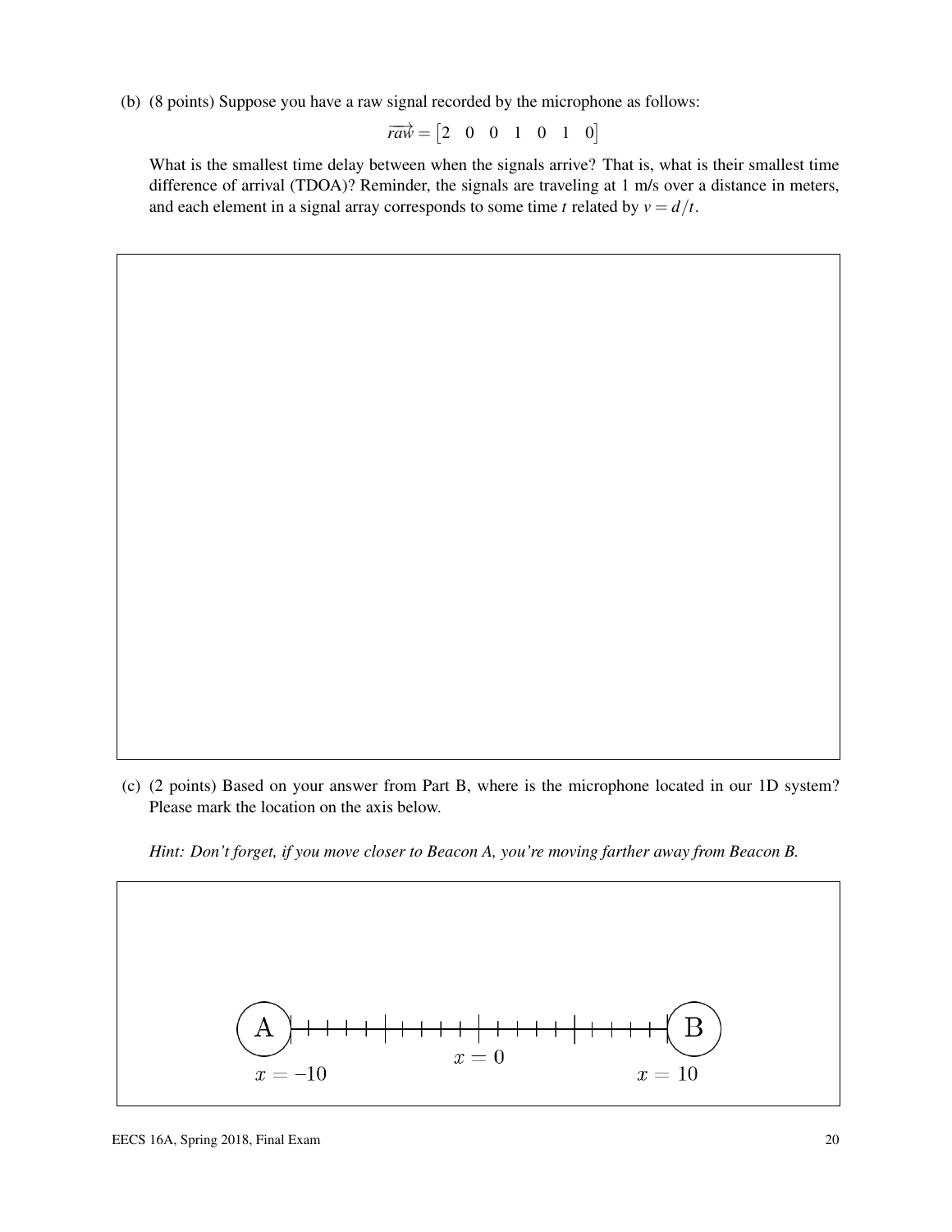(b) (8 points) Suppose you have a raw signal recorded by the microphone as follows:

$$\vec{raw} = \begin{bmatrix} 2 & 0 & 0 & 1 & 0 & 1 & 0 \end{bmatrix}$$

What is the smallest time delay between when the signals arrive? That is, what is their smallest time difference of arrival (TDOA)? Reminder, the signals are traveling at 1 m/s over a distance in meters, and each element in a signal array corresponds to some time $t$ related by $v = d/t$.

(c) (2 points) Based on your answer from Part B, where is the microphone located in our 1D system? Please mark the location on the axis below.

*Hint: Don't forget, if you move closer to Beacon A, you're moving farther away from Beacon B.*

A ——— B

$x = -10$ $\quad$ $x = 0$ $\quad$ $x = 10$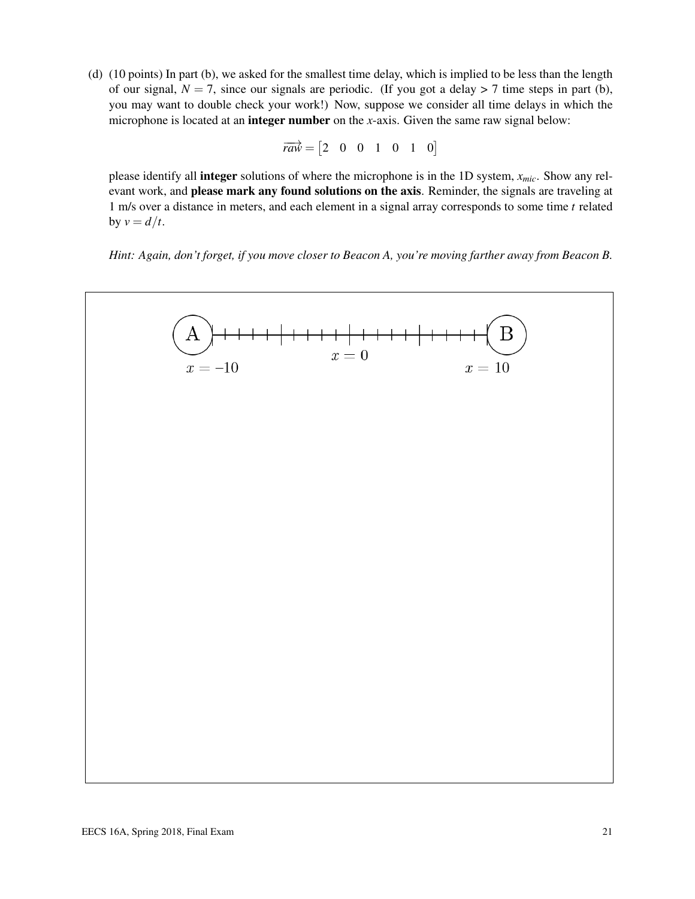(d) (10 points) In part (b), we asked for the smallest time delay, which is implied to be less than the length of our signal, $N = 7$, since our signals are periodic. (If you got a delay > 7 time steps in part (b), you may want to double check your work!) Now, suppose we consider all time delays in which the microphone is located at an **integer number** on the $x$-axis. Given the same raw signal below:

$$\overrightarrow{raw} = \begin{bmatrix} 2 & 0 & 0 & 1 & 0 & 1 & 0 \end{bmatrix}$$

please identify all **integer** solutions of where the microphone is in the 1D system, $x_{mic}$. Show any relevant work, and **please mark any found solutions on the axis**. Reminder, the signals are traveling at 1 m/s over a distance in meters, and each element in a signal array corresponds to some time $t$ related by $v = d/t$.

*Hint: Again, don't forget, if you move closer to Beacon A, you're moving farther away from Beacon B.*

A — $x = -10$ — $x = 0$ — $x = 10$ — B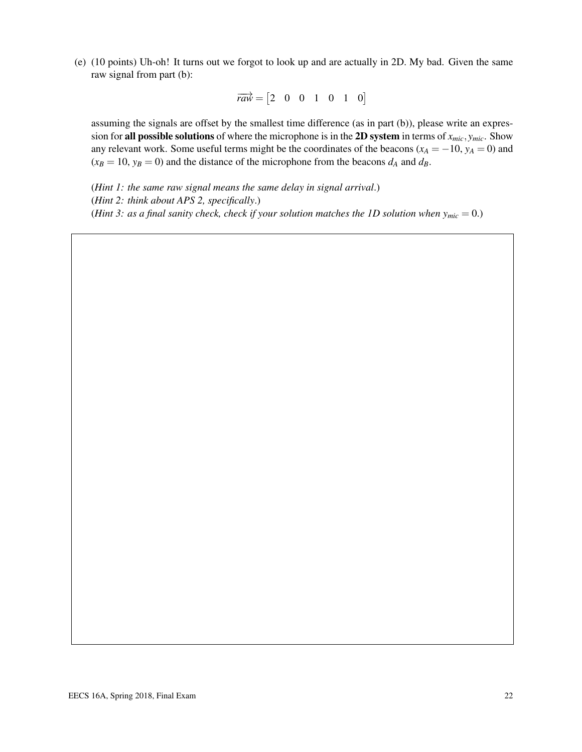(e) (10 points) Uh-oh! It turns out we forgot to look up and are actually in 2D. My bad. Given the same raw signal from part (b):

$$\overrightarrow{raw} = \begin{bmatrix} 2 & 0 & 0 & 1 & 0 & 1 & 0 \end{bmatrix}$$

assuming the signals are offset by the smallest time difference (as in part (b)), please write an expression for **all possible solutions** of where the microphone is in the **2D system** in terms of $x_{mic}, y_{mic}$. Show any relevant work. Some useful terms might be the coordinates of the beacons ($x_A = -10$, $y_A = 0$) and ($x_B = 10$, $y_B = 0$) and the distance of the microphone from the beacons $d_A$ and $d_B$.

(*Hint 1: the same raw signal means the same delay in signal arrival.*)
(*Hint 2: think about APS 2, specifically.*)
(*Hint 3: as a final sanity check, check if your solution matches the 1D solution when $y_{mic} = 0$.*)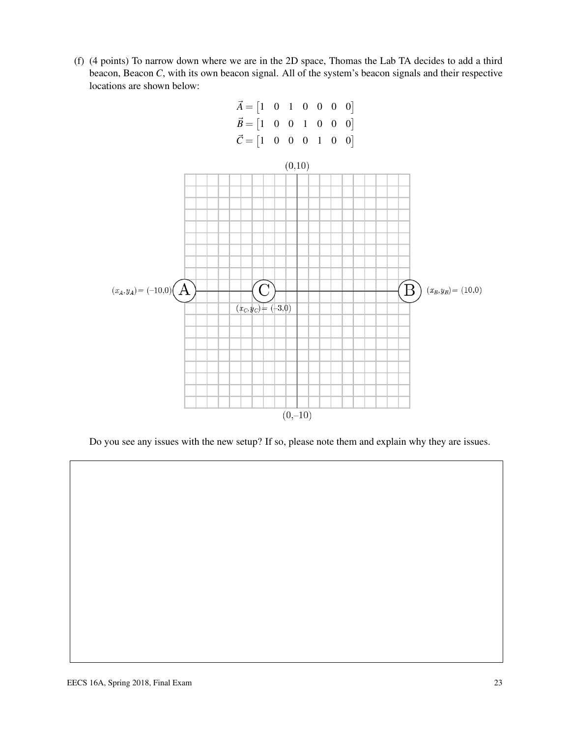(f) (4 points) To narrow down where we are in the 2D space, Thomas the Lab TA decides to add a third beacon, Beacon $C$, with its own beacon signal. All of the system's beacon signals and their respective locations are shown below:

$$\vec{A} = \begin{bmatrix} 1 & 0 & 1 & 0 & 0 & 0 & 0 \end{bmatrix}$$
$$\vec{B} = \begin{bmatrix} 1 & 0 & 0 & 1 & 0 & 0 & 0 \end{bmatrix}$$
$$\vec{C} = \begin{bmatrix} 1 & 0 & 0 & 0 & 1 & 0 & 0 \end{bmatrix}$$

(0,10)

$(x_A, y_A) = (-10,0)$ A — C — B $(x_B, y_B) = (10,0)$

$(x_C, y_C) = (-3,0)$

(0,–10)

Do you see any issues with the new setup? If so, please note them and explain why they are issues.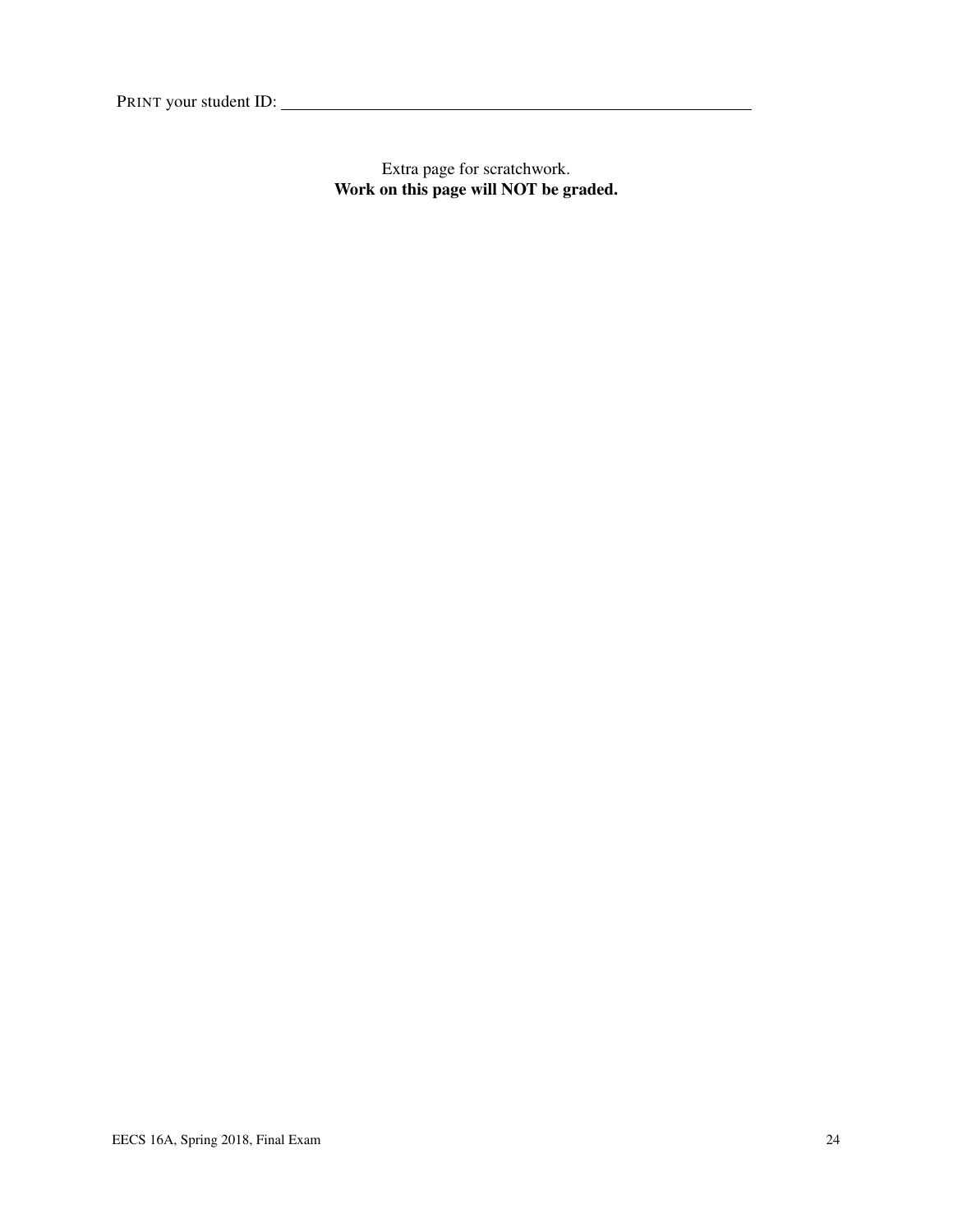PRINT your student ID: ____________________

Extra page for scratchwork.
**Work on this page will NOT be graded.**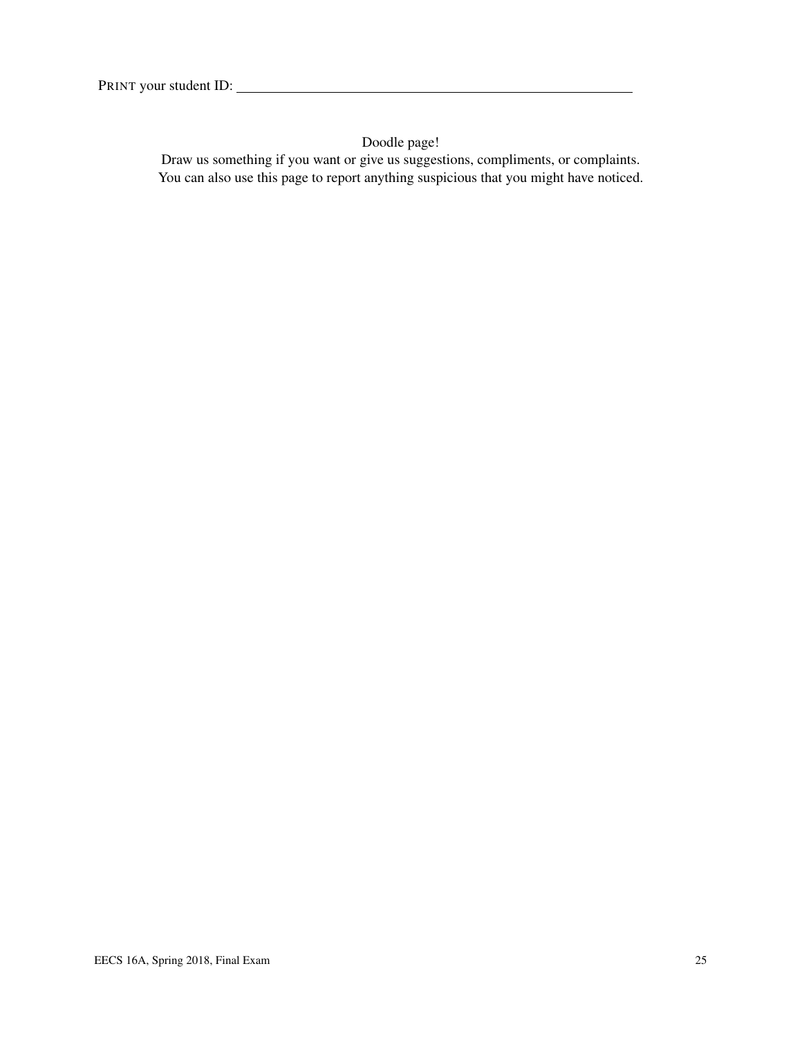PRINT your student ID: \_\_\_\_\_\_\_\_\_\_\_\_\_\_\_\_\_\_\_\_\_\_\_\_\_\_\_\_\_\_\_\_\_\_\_\_\_\_\_\_

Doodle page!

Draw us something if you want or give us suggestions, compliments, or complaints.
You can also use this page to report anything suspicious that you might have noticed.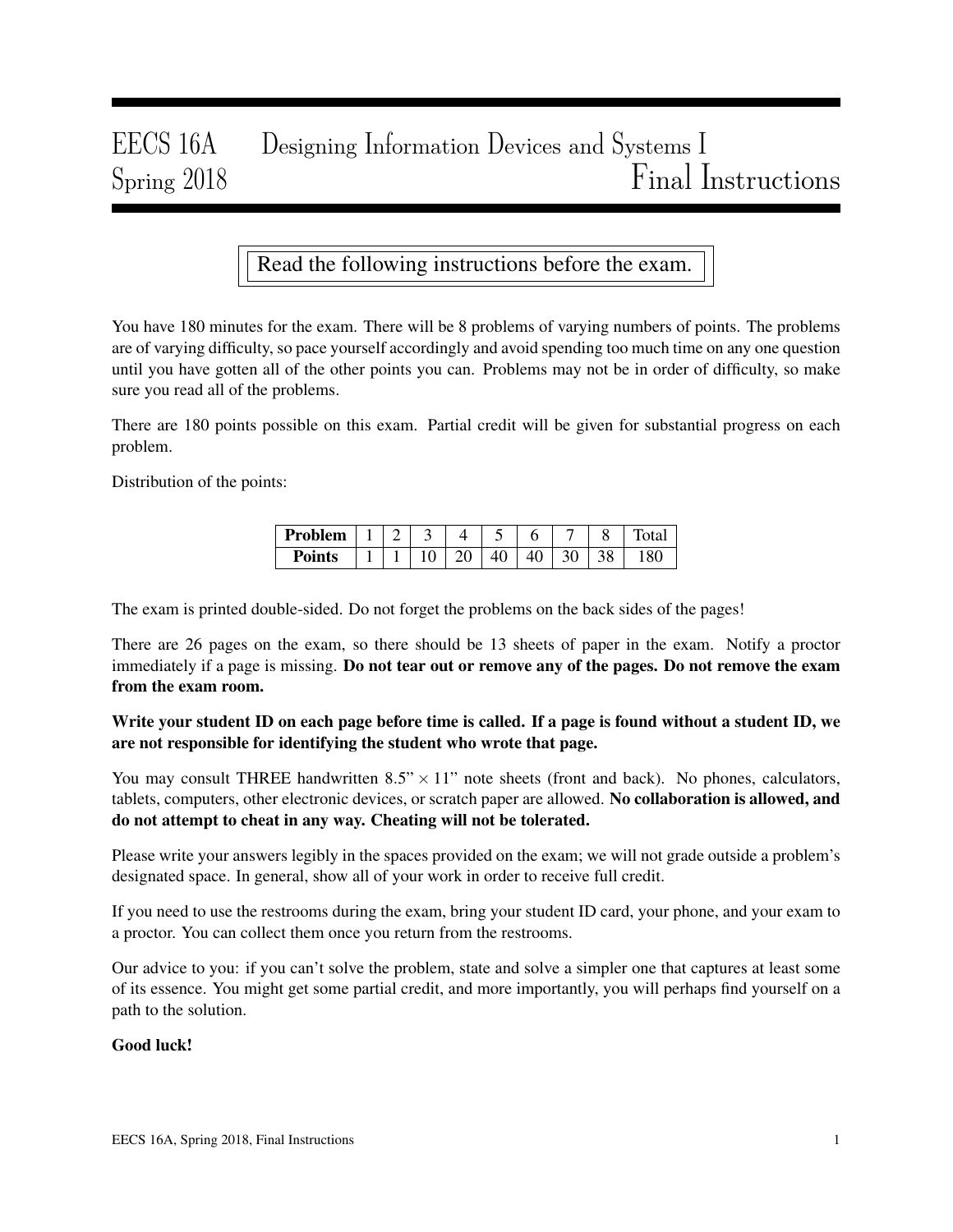# EECS 16A Designing Information Devices and Systems I
# Spring 2018 Final Instructions

**Read the following instructions before the exam.**

You have 180 minutes for the exam. There will be 8 problems of varying numbers of points. The problems are of varying difficulty, so pace yourself accordingly and avoid spending too much time on any one question until you have gotten all of the other points you can. Problems may not be in order of difficulty, so make sure you read all of the problems.

There are 180 points possible on this exam. Partial credit will be given for substantial progress on each problem.

Distribution of the points:

| **Problem** | 1 | 2 | 3 | 4 | 5 | 6 | 7 | 8 | Total |
|---|---|---|---|---|---|---|---|---|---|
| **Points** | 1 | 1 | 10 | 20 | 40 | 40 | 30 | 38 | 180 |

The exam is printed double-sided. Do not forget the problems on the back sides of the pages!

There are 26 pages on the exam, so there should be 13 sheets of paper in the exam. Notify a proctor immediately if a page is missing. **Do not tear out or remove any of the pages. Do not remove the exam from the exam room.**

**Write your student ID on each page before time is called. If a page is found without a student ID, we are not responsible for identifying the student who wrote that page.**

You may consult THREE handwritten 8.5" $\times$ 11" note sheets (front and back). No phones, calculators, tablets, computers, other electronic devices, or scratch paper are allowed. **No collaboration is allowed, and do not attempt to cheat in any way. Cheating will not be tolerated.**

Please write your answers legibly in the spaces provided on the exam; we will not grade outside a problem's designated space. In general, show all of your work in order to receive full credit.

If you need to use the restrooms during the exam, bring your student ID card, your phone, and your exam to a proctor. You can collect them once you return from the restrooms.

Our advice to you: if you can't solve the problem, state and solve a simpler one that captures at least some of its essence. You might get some partial credit, and more importantly, you will perhaps find yourself on a path to the solution.

**Good luck!**